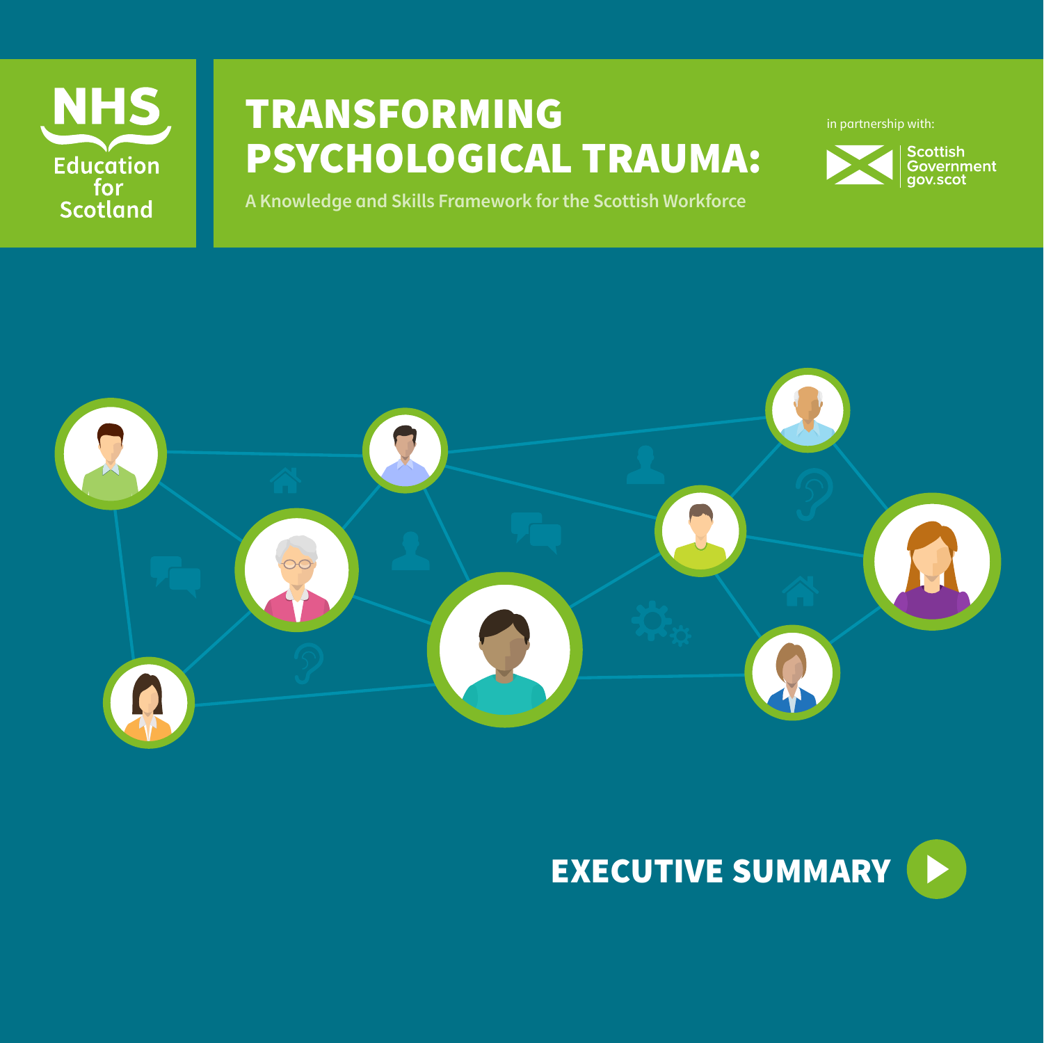NHS Education for Scotland

# TRANSFORMING PSYCHOLOGICAL TRAUMA:

A Knowledge and Skills Framework for the Scottish Workforce

in partnership with: Scottish Government gov.scot

## EXECUTIVE SUMMARY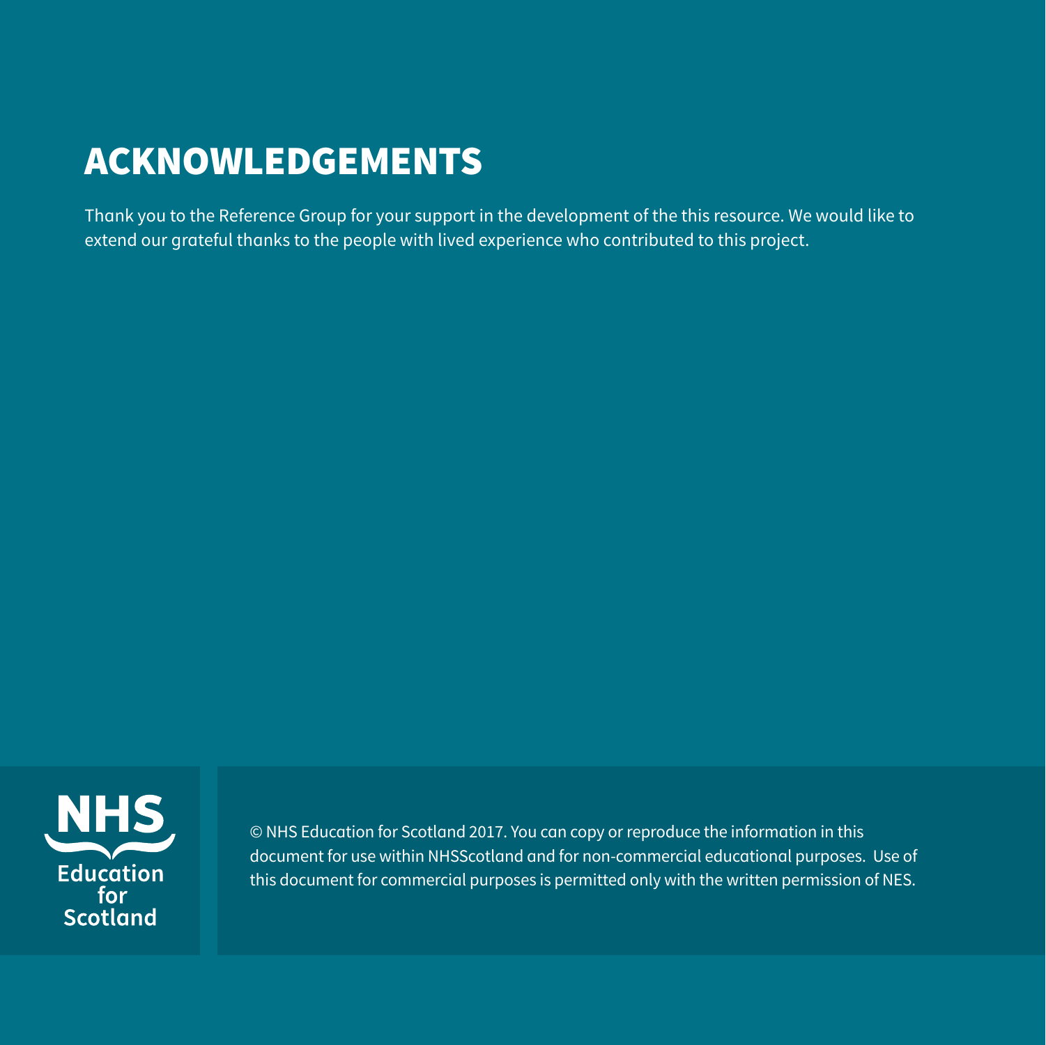# ACKNOWLEDGEMENTS

Thank you to the Reference Group for your support in the development of the this resource. We would like to extend our grateful thanks to the people with lived experience who contributed to this project.

NHS Education for Scotland

© NHS Education for Scotland 2017. You can copy or reproduce the information in this document for use within NHSScotland and for non-commercial educational purposes. Use of this document for commercial purposes is permitted only with the written permission of NES.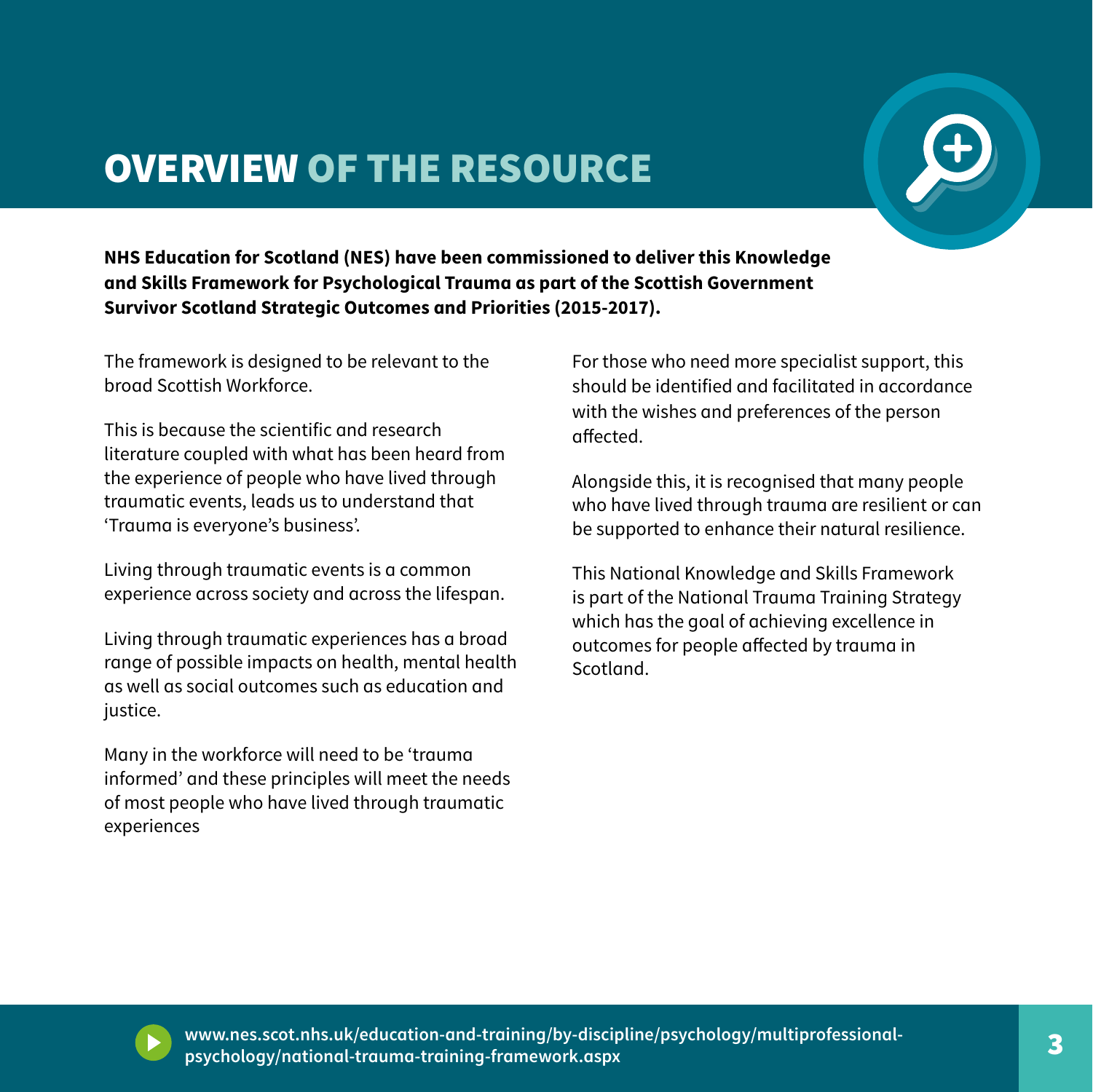# OVERVIEW OF THE RESOURCE

**NHS Education for Scotland (NES) have been commissioned to deliver this Knowledge and Skills Framework for Psychological Trauma as part of the Scottish Government Survivor Scotland Strategic Outcomes and Priorities (2015-2017).**

The framework is designed to be relevant to the broad Scottish Workforce.

This is because the scientific and research literature coupled with what has been heard from the experience of people who have lived through traumatic events, leads us to understand that 'Trauma is everyone's business'.

Living through traumatic events is a common experience across society and across the lifespan.

Living through traumatic experiences has a broad range of possible impacts on health, mental health as well as social outcomes such as education and justice.

Many in the workforce will need to be 'trauma informed' and these principles will meet the needs of most people who have lived through traumatic experiences

For those who need more specialist support, this should be identified and facilitated in accordance with the wishes and preferences of the person affected.

Alongside this, it is recognised that many people who have lived through trauma are resilient or can be supported to enhance their natural resilience.

This National Knowledge and Skills Framework is part of the National Trauma Training Strategy which has the goal of achieving excellence in outcomes for people affected by trauma in Scotland.

**www.nes.scot.nhs.uk/education-and-training/by-discipline/psychology/multiprofessional-psychology/national-trauma-training-framework.aspx**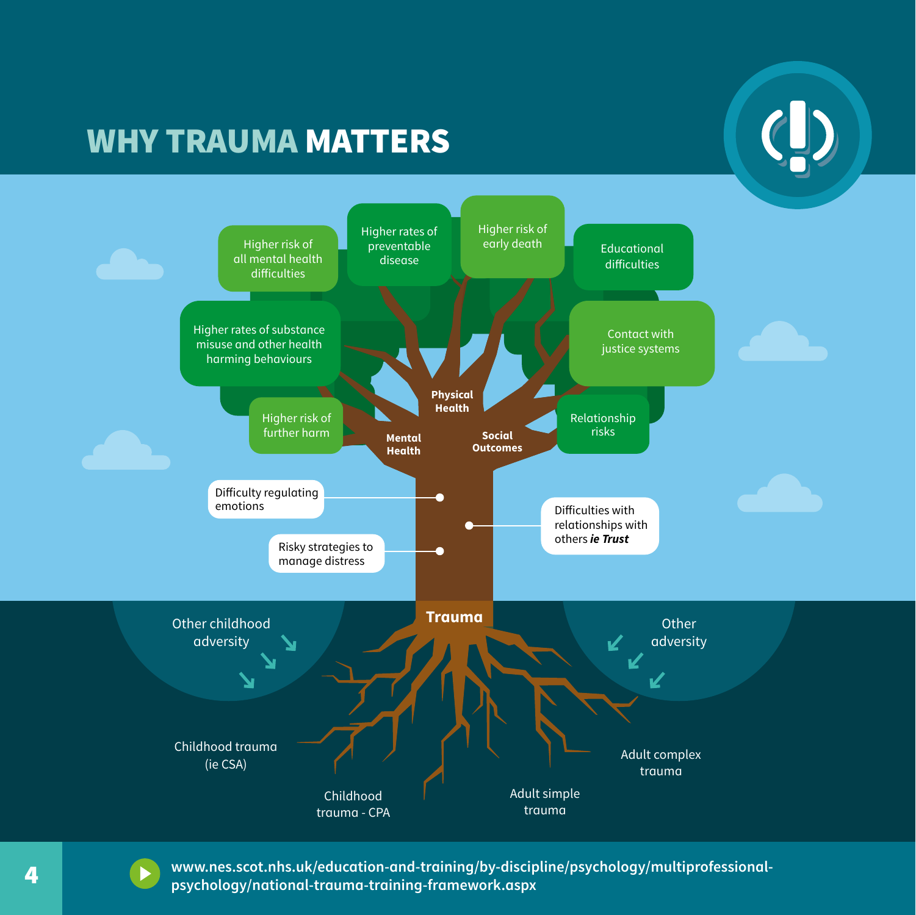# WHY TRAUMA MATTERS

Higher risk of all mental health difficulties

Higher rates of preventable disease

Higher risk of early death

Educational difficulties

Higher rates of substance misuse and other health harming behaviours

Contact with justice systems

Higher risk of further harm

Relationship risks

Physical Health

Mental Health

Social Outcomes

Difficulty regulating emotions

Difficulties with relationships with others *ie* ***Trust***

Risky strategies to manage distress

Trauma

Other childhood adversity

Other adversity

Childhood trauma (ie CSA)

Childhood trauma - CPA

Adult simple trauma

Adult complex trauma

www.nes.scot.nhs.uk/education-and-training/by-discipline/psychology/multiprofessional-psychology/national-trauma-training-framework.aspx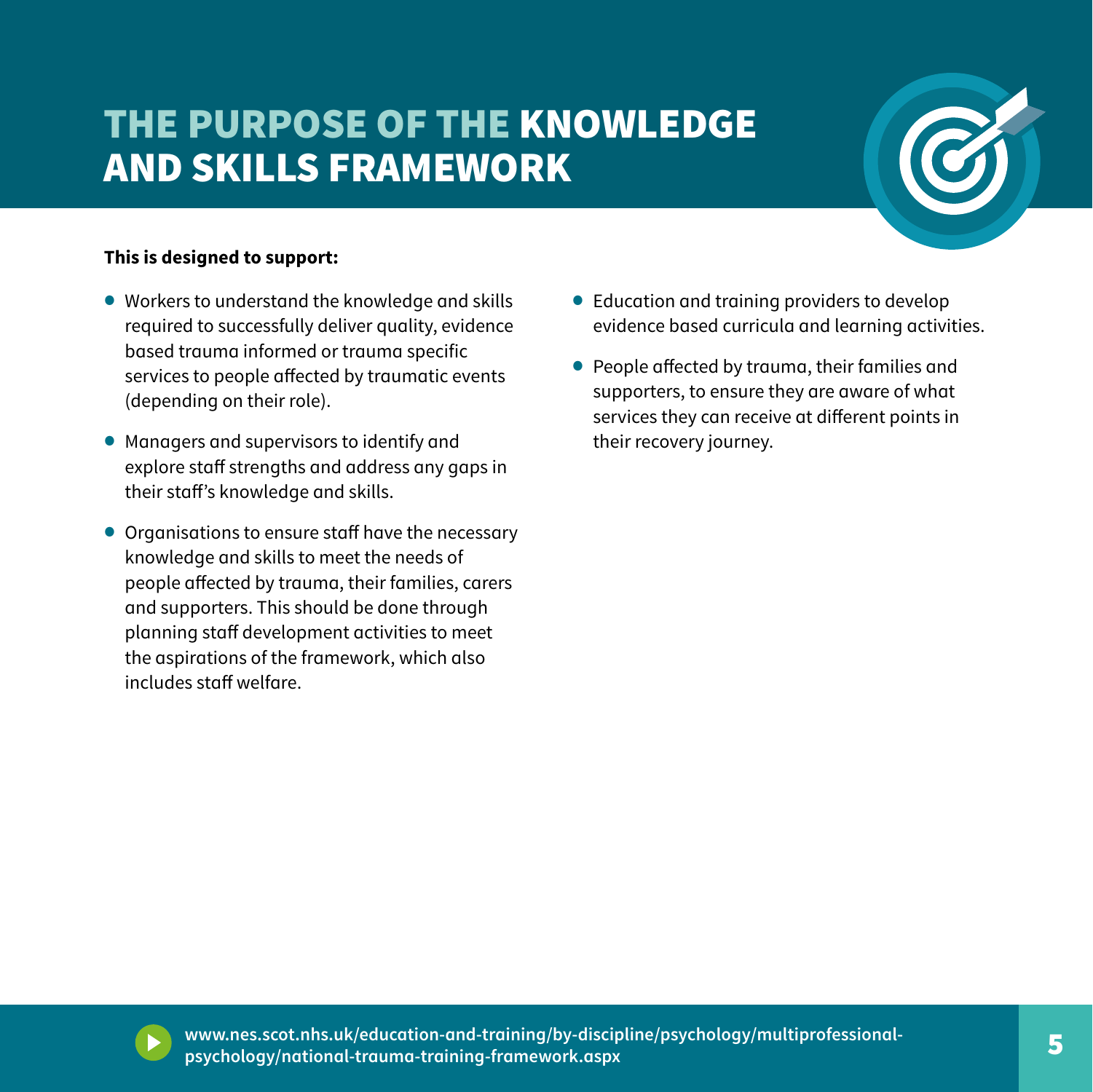# THE PURPOSE OF THE KNOWLEDGE AND SKILLS FRAMEWORK

**This is designed to support:**

- Workers to understand the knowledge and skills required to successfully deliver quality, evidence based trauma informed or trauma specific services to people affected by traumatic events (depending on their role).
- Managers and supervisors to identify and explore staff strengths and address any gaps in their staff's knowledge and skills.
- Organisations to ensure staff have the necessary knowledge and skills to meet the needs of people affected by trauma, their families, carers and supporters. This should be done through planning staff development activities to meet the aspirations of the framework, which also includes staff welfare.
- Education and training providers to develop evidence based curricula and learning activities.
- People affected by trauma, their families and supporters, to ensure they are aware of what services they can receive at different points in their recovery journey.

www.nes.scot.nhs.uk/education-and-training/by-discipline/psychology/multiprofessional-psychology/national-trauma-training-framework.aspx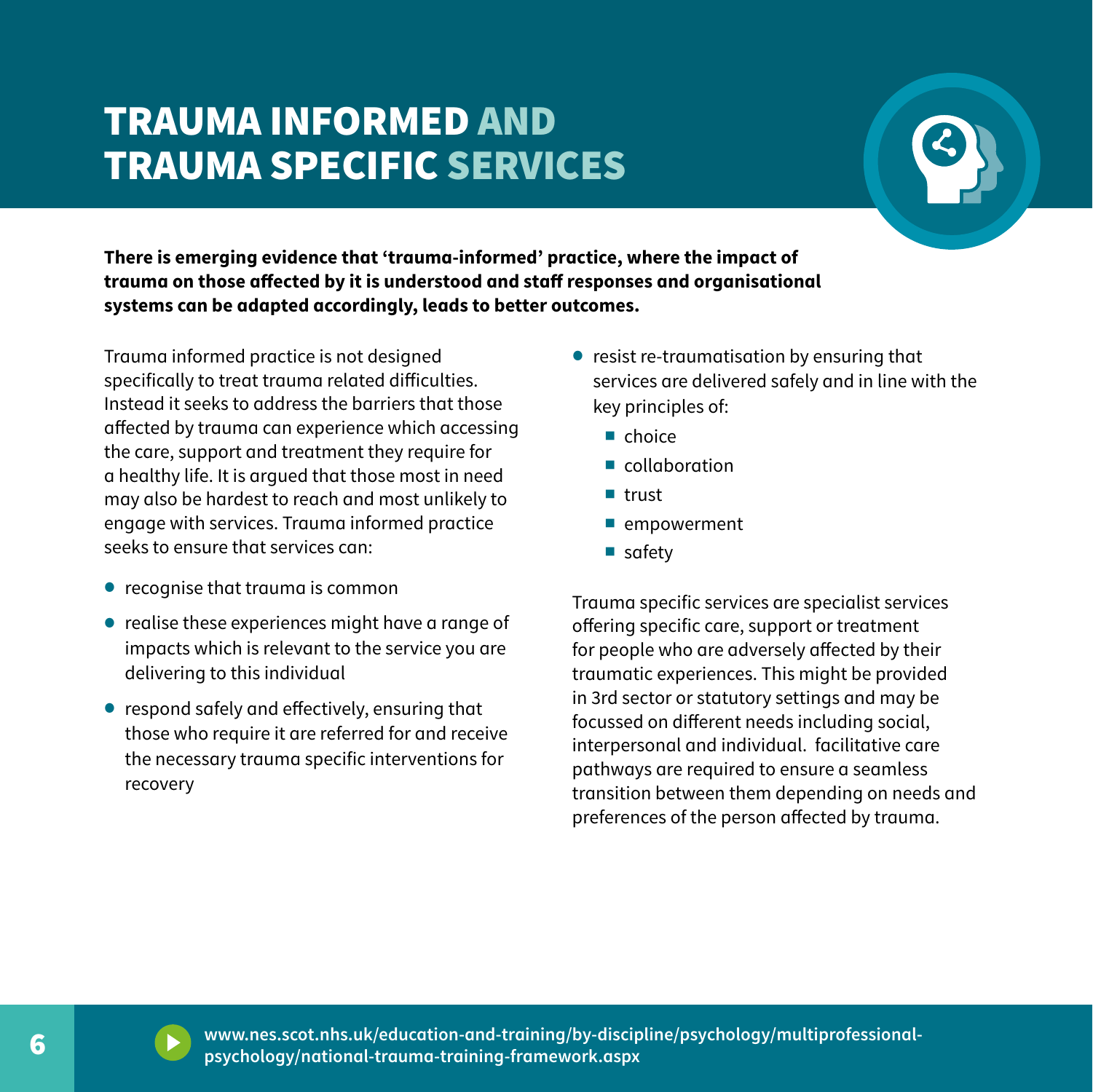# TRAUMA INFORMED AND TRAUMA SPECIFIC SERVICES

**There is emerging evidence that 'trauma-informed' practice, where the impact of trauma on those affected by it is understood and staff responses and organisational systems can be adapted accordingly, leads to better outcomes.**

Trauma informed practice is not designed specifically to treat trauma related difficulties. Instead it seeks to address the barriers that those affected by trauma can experience which accessing the care, support and treatment they require for a healthy life. It is argued that those most in need may also be hardest to reach and most unlikely to engage with services. Trauma informed practice seeks to ensure that services can:

- recognise that trauma is common
- realise these experiences might have a range of impacts which is relevant to the service you are delivering to this individual
- respond safely and effectively, ensuring that those who require it are referred for and receive the necessary trauma specific interventions for recovery
- resist re-traumatisation by ensuring that services are delivered safely and in line with the key principles of:
  - choice
  - collaboration
  - trust
  - empowerment
  - safety

Trauma specific services are specialist services offering specific care, support or treatment for people who are adversely affected by their traumatic experiences. This might be provided in 3rd sector or statutory settings and may be focussed on different needs including social, interpersonal and individual.  facilitative care pathways are required to ensure a seamless transition between them depending on needs and preferences of the person affected by trauma.

www.nes.scot.nhs.uk/education-and-training/by-discipline/psychology/multiprofessional-psychology/national-trauma-training-framework.aspx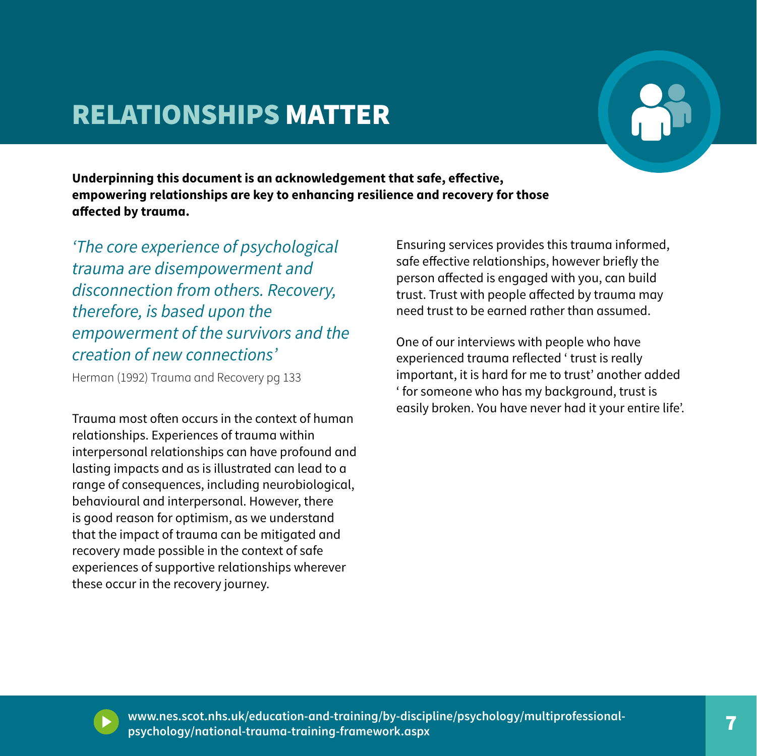# RELATIONSHIPS MATTER

**Underpinning this document is an acknowledgement that safe, effective, empowering relationships are key to enhancing resilience and recovery for those affected by trauma.**

*'The core experience of psychological trauma are disempowerment and disconnection from others. Recovery, therefore, is based upon the empowerment of the survivors and the creation of new connections'*

Herman (1992) Trauma and Recovery pg 133

Trauma most often occurs in the context of human relationships. Experiences of trauma within interpersonal relationships can have profound and lasting impacts and as is illustrated can lead to a range of consequences, including neurobiological, behavioural and interpersonal. However, there is good reason for optimism, as we understand that the impact of trauma can be mitigated and recovery made possible in the context of safe experiences of supportive relationships wherever these occur in the recovery journey.

Ensuring services provides this trauma informed, safe effective relationships, however briefly the person affected is engaged with you, can build trust. Trust with people affected by trauma may need trust to be earned rather than assumed.

One of our interviews with people who have experienced trauma reflected ' trust is really important, it is hard for me to trust' another added ' for someone who has my background, trust is easily broken. You have never had it your entire life'.

**www.nes.scot.nhs.uk/education-and-training/by-discipline/psychology/multiprofessional-psychology/national-trauma-training-framework.aspx**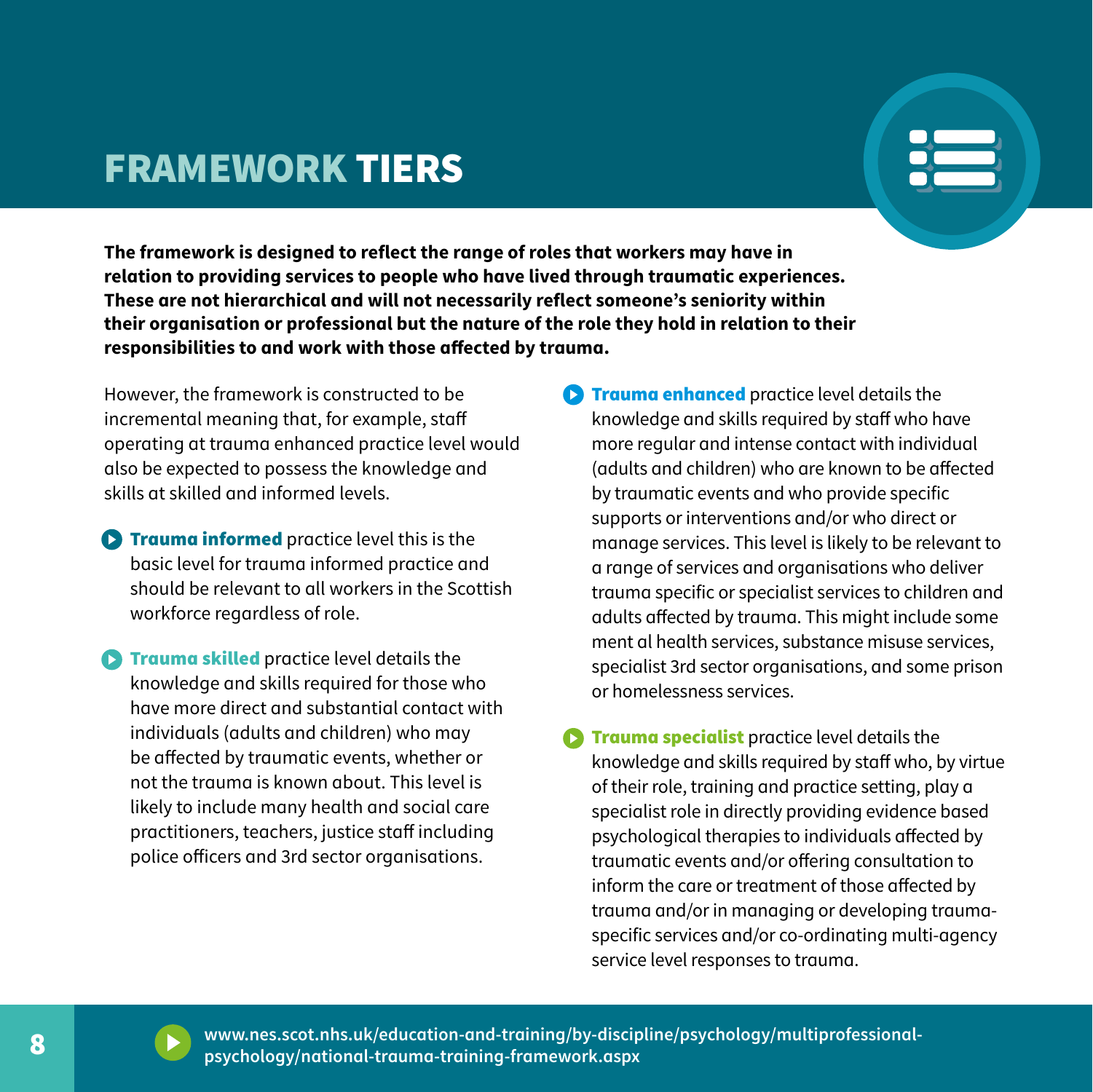# FRAMEWORK TIERS

**The framework is designed to reflect the range of roles that workers may have in relation to providing services to people who have lived through traumatic experiences. These are not hierarchical and will not necessarily reflect someone's seniority within their organisation or professional but the nature of the role they hold in relation to their responsibilities to and work with those affected by trauma.**

However, the framework is constructed to be incremental meaning that, for example, staff operating at trauma enhanced practice level would also be expected to possess the knowledge and skills at skilled and informed levels.

- **Trauma informed** practice level this is the basic level for trauma informed practice and should be relevant to all workers in the Scottish workforce regardless of role.
- **Trauma skilled** practice level details the knowledge and skills required for those who have more direct and substantial contact with individuals (adults and children) who may be affected by traumatic events, whether or not the trauma is known about. This level is likely to include many health and social care practitioners, teachers, justice staff including police officers and 3rd sector organisations.
- **Trauma enhanced** practice level details the knowledge and skills required by staff who have more regular and intense contact with individual (adults and children) who are known to be affected by traumatic events and who provide specific supports or interventions and/or who direct or manage services. This level is likely to be relevant to a range of services and organisations who deliver trauma specific or specialist services to children and adults affected by trauma. This might include some ment al health services, substance misuse services, specialist 3rd sector organisations, and some prison or homelessness services.
- **Trauma specialist** practice level details the knowledge and skills required by staff who, by virtue of their role, training and practice setting, play a specialist role in directly providing evidence based psychological therapies to individuals affected by traumatic events and/or offering consultation to inform the care or treatment of those affected by trauma and/or in managing or developing trauma-specific services and/or co-ordinating multi-agency service level responses to trauma.

**www.nes.scot.nhs.uk/education-and-training/by-discipline/psychology/multiprofessional-psychology/national-trauma-training-framework.aspx**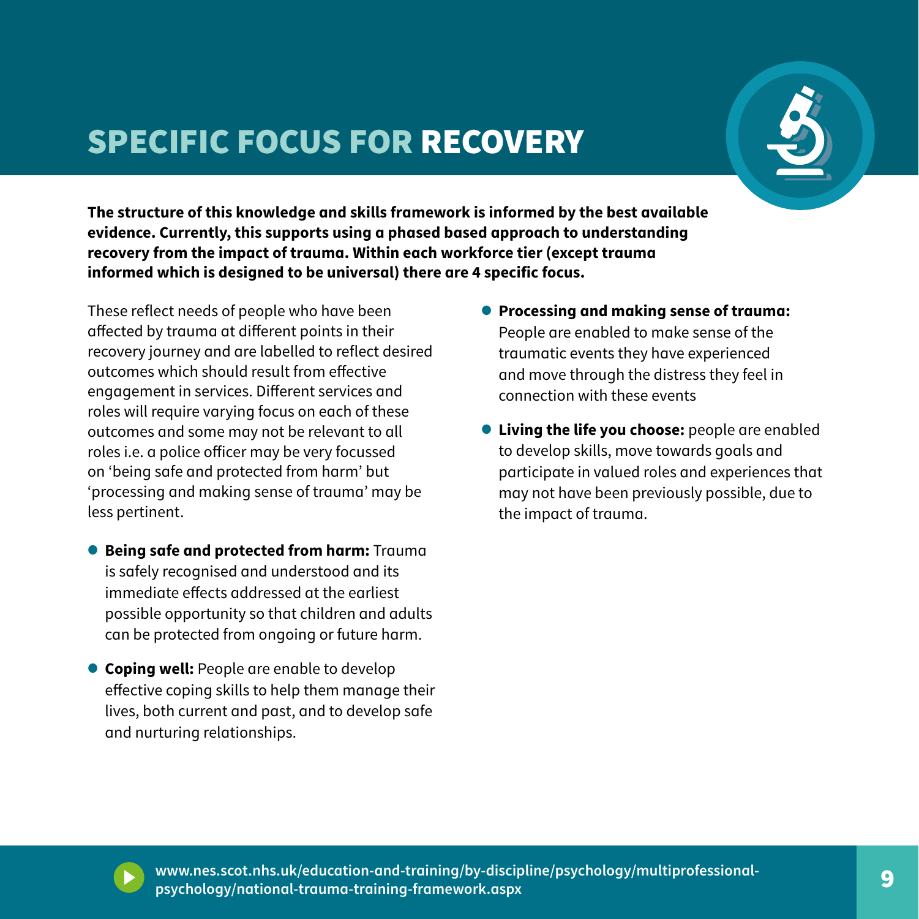# SPECIFIC FOCUS FOR RECOVERY

**The structure of this knowledge and skills framework is informed by the best available evidence. Currently, this supports using a phased based approach to understanding recovery from the impact of trauma. Within each workforce tier (except trauma informed which is designed to be universal) there are 4 specific focus.**

These reflect needs of people who have been affected by trauma at different points in their recovery journey and are labelled to reflect desired outcomes which should result from effective engagement in services. Different services and roles will require varying focus on each of these outcomes and some may not be relevant to all roles i.e. a police officer may be very focussed on 'being safe and protected from harm' but 'processing and making sense of trauma' may be less pertinent.

- **Being safe and protected from harm:** Trauma is safely recognised and understood and its immediate effects addressed at the earliest possible opportunity so that children and adults can be protected from ongoing or future harm.
- **Coping well:** People are enable to develop effective coping skills to help them manage their lives, both current and past, and to develop safe and nurturing relationships.
- **Processing and making sense of trauma:** People are enabled to make sense of the traumatic events they have experienced and move through the distress they feel in connection with these events
- **Living the life you choose:** people are enabled to develop skills, move towards goals and participate in valued roles and experiences that may not have been previously possible, due to the impact of trauma.

www.nes.scot.nhs.uk/education-and-training/by-discipline/psychology/multiprofessional-psychology/national-trauma-training-framework.aspx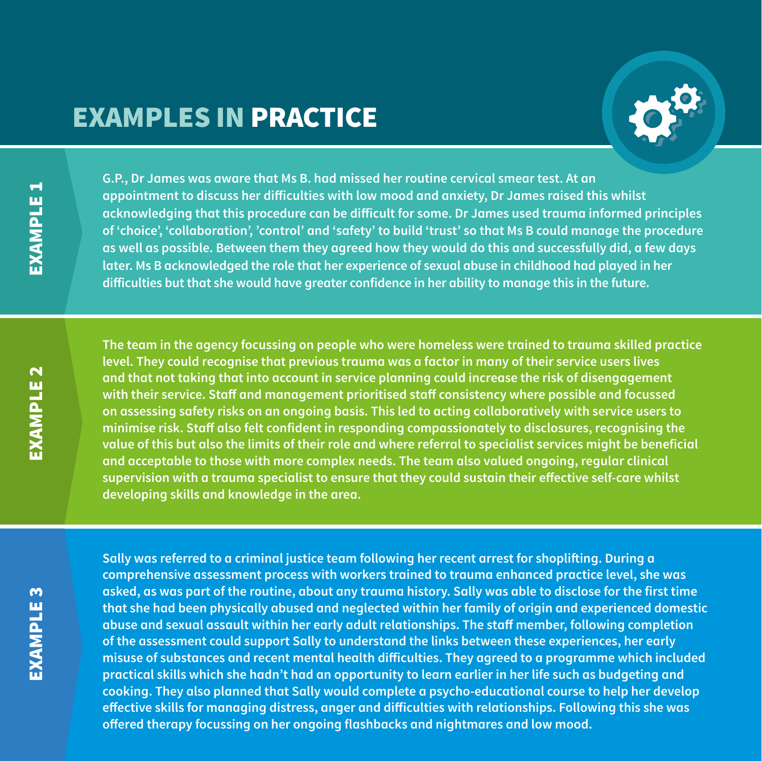# EXAMPLES IN PRACTICE

## EXAMPLE 1

**G.P., Dr James was aware that Ms B. had missed her routine cervical smear test. At an appointment to discuss her difficulties with low mood and anxiety, Dr James raised this whilst acknowledging that this procedure can be difficult for some. Dr James used trauma informed principles of 'choice', 'collaboration', 'control' and 'safety' to build 'trust' so that Ms B could manage the procedure as well as possible. Between them they agreed how they would do this and successfully did, a few days later. Ms B acknowledged the role that her experience of sexual abuse in childhood had played in her difficulties but that she would have greater confidence in her ability to manage this in the future.**

## EXAMPLE 2

**The team in the agency focussing on people who were homeless were trained to trauma skilled practice level. They could recognise that previous trauma was a factor in many of their service users lives and that not taking that into account in service planning could increase the risk of disengagement with their service. Staff and management prioritised staff consistency where possible and focussed on assessing safety risks on an ongoing basis. This led to acting collaboratively with service users to minimise risk. Staff also felt confident in responding compassionately to disclosures, recognising the value of this but also the limits of their role and where referral to specialist services might be beneficial and acceptable to those with more complex needs. The team also valued ongoing, regular clinical supervision with a trauma specialist to ensure that they could sustain their effective self-care whilst developing skills and knowledge in the area.**

## EXAMPLE 3

**Sally was referred to a criminal justice team following her recent arrest for shoplifting. During a comprehensive assessment process with workers trained to trauma enhanced practice level, she was asked, as was part of the routine, about any trauma history. Sally was able to disclose for the first time that she had been physically abused and neglected within her family of origin and experienced domestic abuse and sexual assault within her early adult relationships. The staff member, following completion of the assessment could support Sally to understand the links between these experiences, her early misuse of substances and recent mental health difficulties. They agreed to a programme which included practical skills which she hadn't had an opportunity to learn earlier in her life such as budgeting and cooking. They also planned that Sally would complete a psycho-educational course to help her develop effective skills for managing distress, anger and difficulties with relationships. Following this she was offered therapy focussing on her ongoing flashbacks and nightmares and low mood.**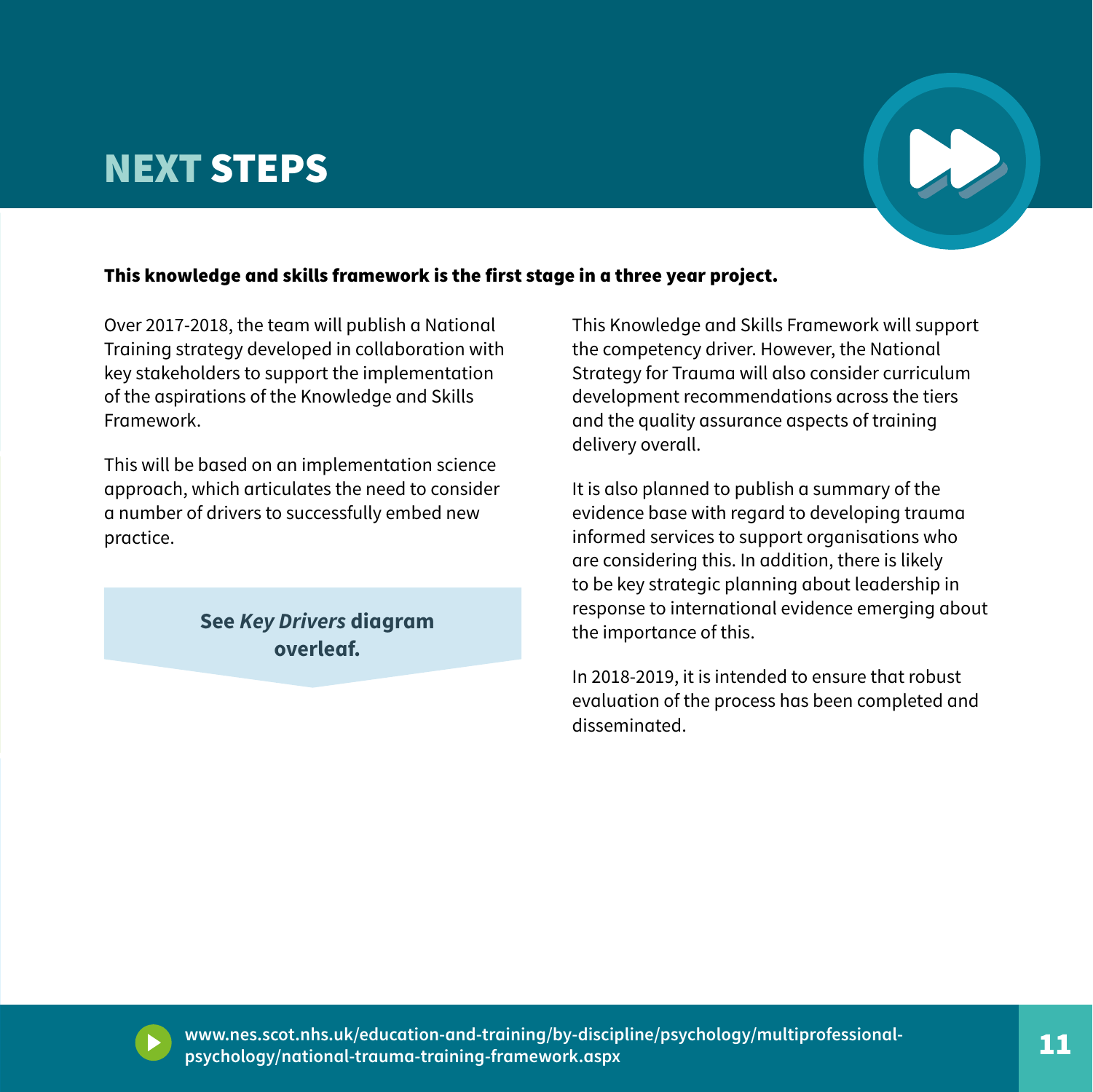# NEXT STEPS

**This knowledge and skills framework is the first stage in a three year project.**

Over 2017-2018, the team will publish a National Training strategy developed in collaboration with key stakeholders to support the implementation of the aspirations of the Knowledge and Skills Framework.

This will be based on an implementation science approach, which articulates the need to consider a number of drivers to successfully embed new practice.

**See *Key Drivers* diagram overleaf.**

This Knowledge and Skills Framework will support the competency driver. However, the National Strategy for Trauma will also consider curriculum development recommendations across the tiers and the quality assurance aspects of training delivery overall.

It is also planned to publish a summary of the evidence base with regard to developing trauma informed services to support organisations who are considering this. In addition, there is likely to be key strategic planning about leadership in response to international evidence emerging about the importance of this.

In 2018-2019, it is intended to ensure that robust evaluation of the process has been completed and disseminated.

**www.nes.scot.nhs.uk/education-and-training/by-discipline/psychology/multiprofessional-psychology/national-trauma-training-framework.aspx**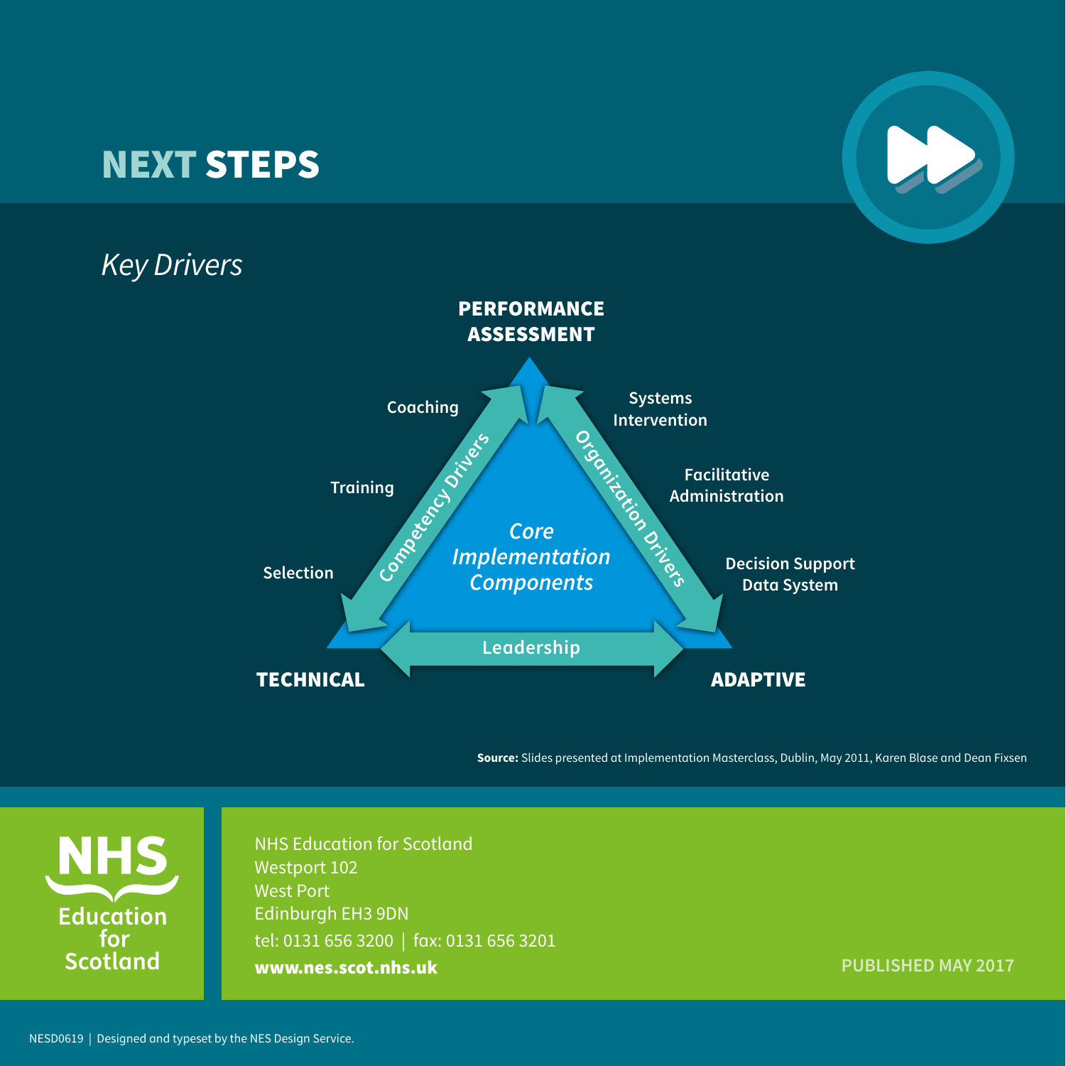# NEXT STEPS

## *Key Drivers*

PERFORMANCE ASSESSMENT

Coaching

Training

Selection

Competency Drivers

Systems Intervention

Facilitative Administration

Decision Support Data System

Organization Drivers

*Core Implementation Components*

Leadership

TECHNICAL

ADAPTIVE

**Source:** Slides presented at Implementation Masterclass, Dublin, May 2011, Karen Blase and Dean Fixsen

NHS Education for Scotland

NHS Education for Scotland
Westport 102
West Port
Edinburgh EH3 9DN
tel: 0131 656 3200 | fax: 0131 656 3201
**www.nes.scot.nhs.uk**

PUBLISHED MAY 2017

NESD0619 | Designed and typeset by the NES Design Service.